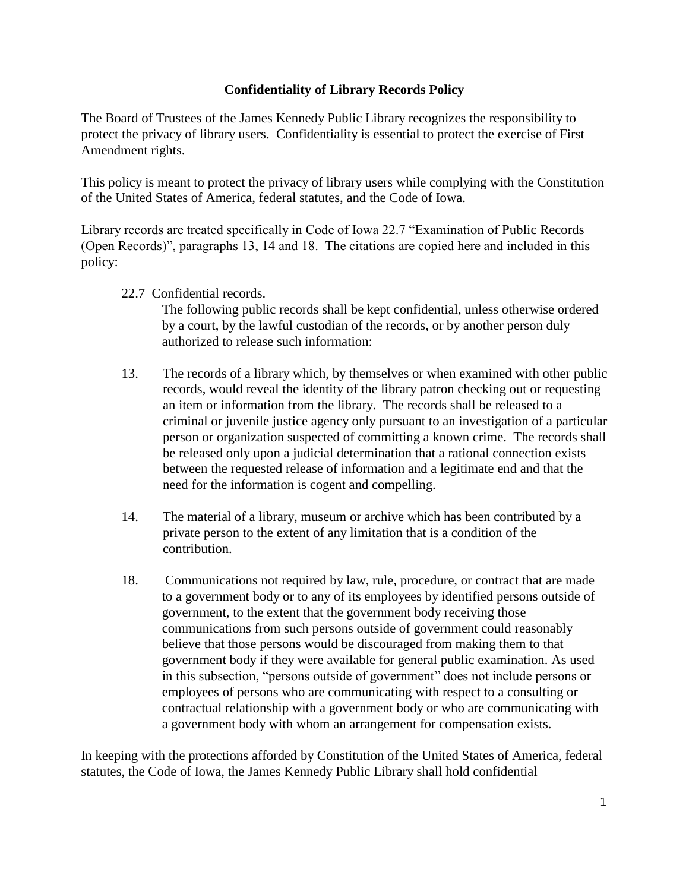# Confidentiality of Library Records Policy

The Board of Trustees of the James Kennedy Public Library recognizes the responsibility to protect the privacy of library users. Confidentiality is essential to protect the exercise of First Amendment rights.

This policy is meant to protect the privacy of library users while complying with the Constitution of the United States of America, federal statutes, and the Code of Iowa.

Library records are treated specifically in Code of Iowa 22.7 "Examination of Public Records (Open Records)", paragraphs 13, 14 and 18. The citations are copied here and included in this policy:

> 22.7 Confidential records.
>
> The following public records shall be kept confidential, unless otherwise ordered by a court, by the lawful custodian of the records, or by another person duly authorized to release such information:
>
> 13. The records of a library which, by themselves or when examined with other public records, would reveal the identity of the library patron checking out or requesting an item or information from the library. The records shall be released to a criminal or juvenile justice agency only pursuant to an investigation of a particular person or organization suspected of committing a known crime. The records shall be released only upon a judicial determination that a rational connection exists between the requested release of information and a legitimate end and that the need for the information is cogent and compelling.
>
> 14. The material of a library, museum or archive which has been contributed by a private person to the extent of any limitation that is a condition of the contribution.
>
> 18. Communications not required by law, rule, procedure, or contract that are made to a government body or to any of its employees by identified persons outside of government, to the extent that the government body receiving those communications from such persons outside of government could reasonably believe that those persons would be discouraged from making them to that government body if they were available for general public examination. As used in this subsection, "persons outside of government" does not include persons or employees of persons who are communicating with respect to a consulting or contractual relationship with a government body or who are communicating with a government body with whom an arrangement for compensation exists.

In keeping with the protections afforded by Constitution of the United States of America, federal statutes, the Code of Iowa, the James Kennedy Public Library shall hold confidential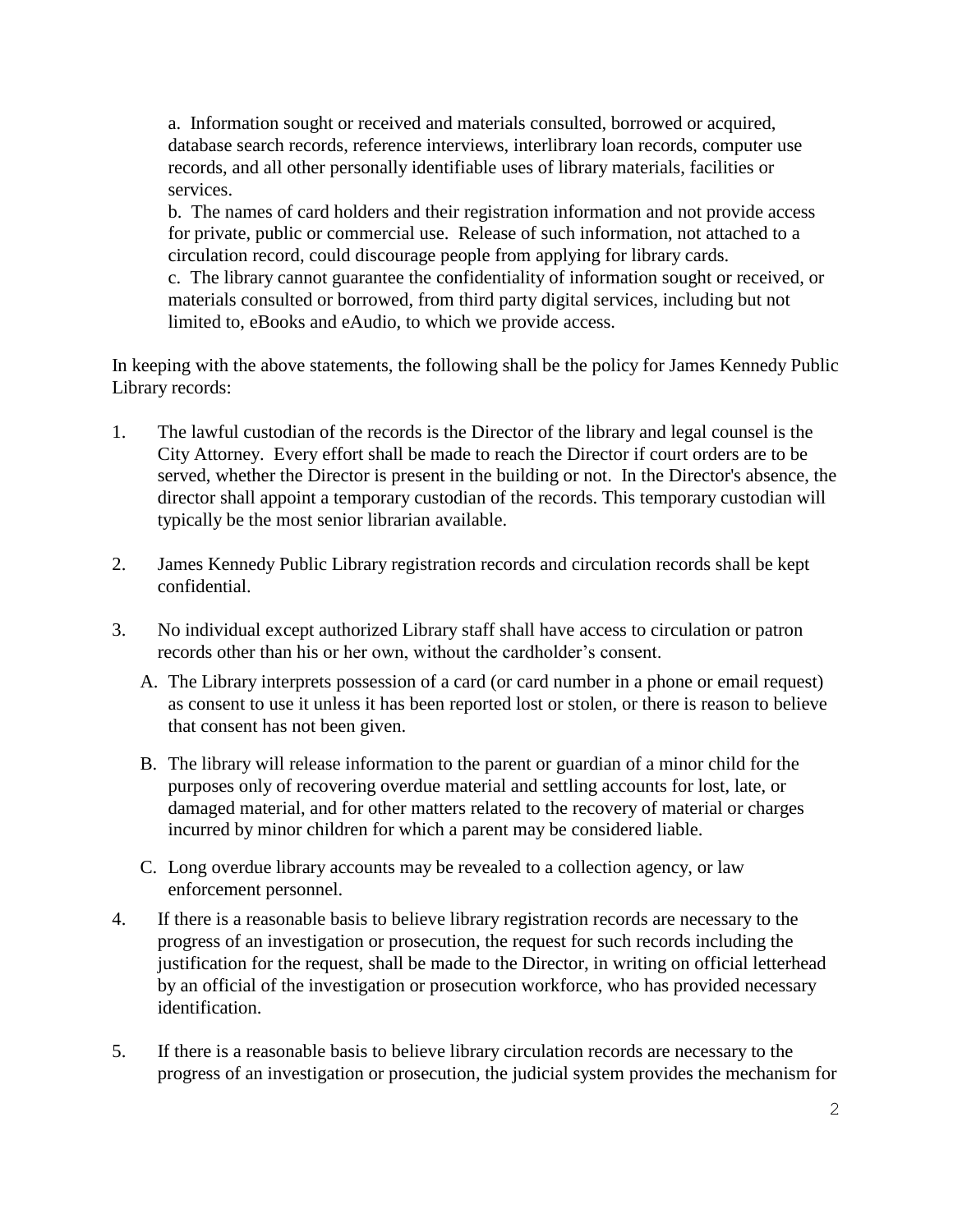a. Information sought or received and materials consulted, borrowed or acquired, database search records, reference interviews, interlibrary loan records, computer use records, and all other personally identifiable uses of library materials, facilities or services.

b. The names of card holders and their registration information and not provide access for private, public or commercial use. Release of such information, not attached to a circulation record, could discourage people from applying for library cards.

c. The library cannot guarantee the confidentiality of information sought or received, or materials consulted or borrowed, from third party digital services, including but not limited to, eBooks and eAudio, to which we provide access.

In keeping with the above statements, the following shall be the policy for James Kennedy Public Library records:

1. The lawful custodian of the records is the Director of the library and legal counsel is the City Attorney. Every effort shall be made to reach the Director if court orders are to be served, whether the Director is present in the building or not. In the Director's absence, the director shall appoint a temporary custodian of the records. This temporary custodian will typically be the most senior librarian available.

2. James Kennedy Public Library registration records and circulation records shall be kept confidential.

3. No individual except authorized Library staff shall have access to circulation or patron records other than his or her own, without the cardholder's consent.

   A. The Library interprets possession of a card (or card number in a phone or email request) as consent to use it unless it has been reported lost or stolen, or there is reason to believe that consent has not been given.

   B. The library will release information to the parent or guardian of a minor child for the purposes only of recovering overdue material and settling accounts for lost, late, or damaged material, and for other matters related to the recovery of material or charges incurred by minor children for which a parent may be considered liable.

   C. Long overdue library accounts may be revealed to a collection agency, or law enforcement personnel.

4. If there is a reasonable basis to believe library registration records are necessary to the progress of an investigation or prosecution, the request for such records including the justification for the request, shall be made to the Director, in writing on official letterhead by an official of the investigation or prosecution workforce, who has provided necessary identification.

5. If there is a reasonable basis to believe library circulation records are necessary to the progress of an investigation or prosecution, the judicial system provides the mechanism for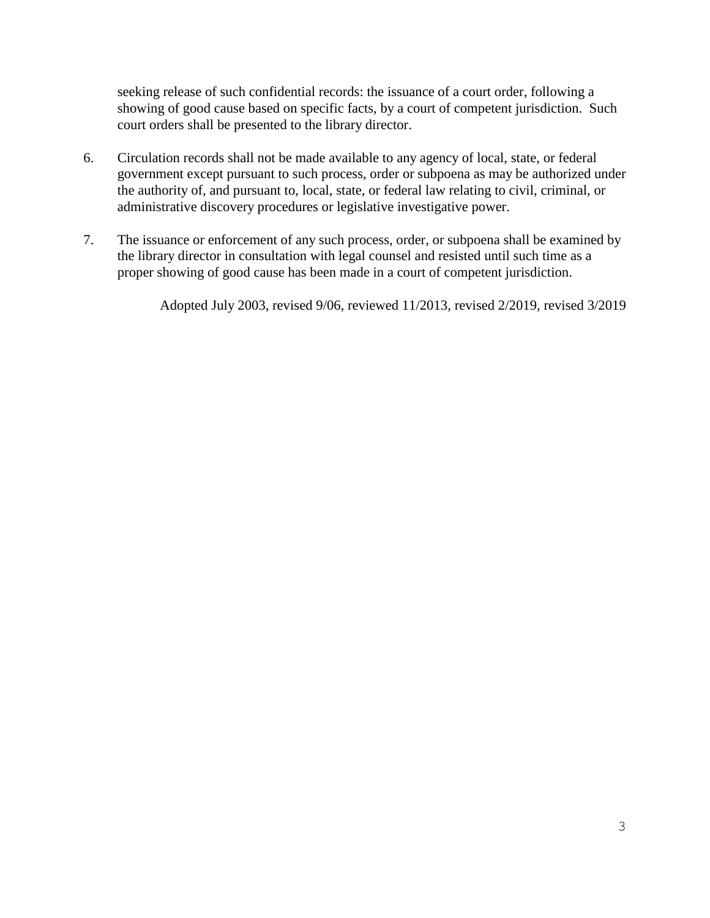seeking release of such confidential records: the issuance of a court order, following a showing of good cause based on specific facts, by a court of competent jurisdiction. Such court orders shall be presented to the library director.

6. Circulation records shall not be made available to any agency of local, state, or federal government except pursuant to such process, order or subpoena as may be authorized under the authority of, and pursuant to, local, state, or federal law relating to civil, criminal, or administrative discovery procedures or legislative investigative power.

7. The issuance or enforcement of any such process, order, or subpoena shall be examined by the library director in consultation with legal counsel and resisted until such time as a proper showing of good cause has been made in a court of competent jurisdiction.

Adopted July 2003, revised 9/06, reviewed 11/2013, revised 2/2019, revised 3/2019